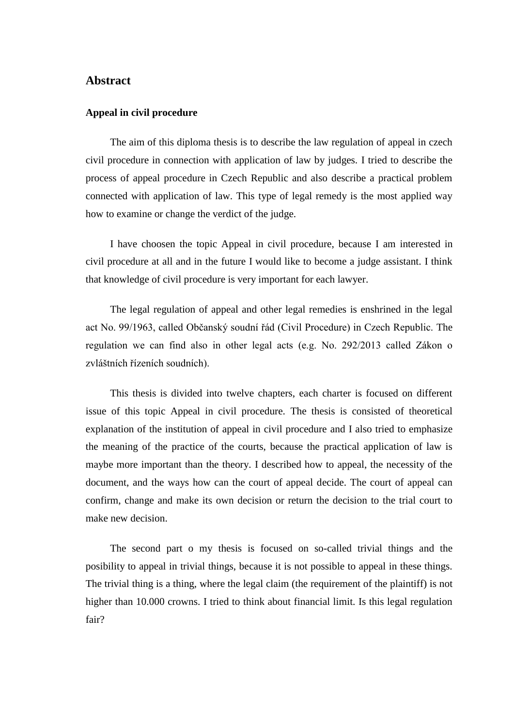# Abstract

## Appeal in civil procedure

The aim of this diploma thesis is to describe the law regulation of appeal in czech civil procedure in connection with application of law by judges. I tried to describe the process of appeal procedure in Czech Republic and also describe a practical problem connected with application of law. This type of legal remedy is the most applied way how to examine or change the verdict of the judge.

I have choosen the topic Appeal in civil procedure, because I am interested in civil procedure at all and in the future I would like to become a judge assistant. I think that knowledge of civil procedure is very important for each lawyer.

The legal regulation of appeal and other legal remedies is enshrined in the legal act No. 99/1963, called Občanský soudní řád (Civil Procedure) in Czech Republic. The regulation we can find also in other legal acts (e.g. No. 292/2013 called Zákon o zvláštních řízeních soudních).

This thesis is divided into twelve chapters, each charter is focused on different issue of this topic Appeal in civil procedure. The thesis is consisted of theoretical explanation of the institution of appeal in civil procedure and I also tried to emphasize the meaning of the practice of the courts, because the practical application of law is maybe more important than the theory. I described how to appeal, the necessity of the document, and the ways how can the court of appeal decide. The court of appeal can confirm, change and make its own decision or return the decision to the trial court to make new decision.

The second part o my thesis is focused on so-called trivial things and the posibility to appeal in trivial things, because it is not possible to appeal in these things. The trivial thing is a thing, where the legal claim (the requirement of the plaintiff) is not higher than 10.000 crowns. I tried to think about financial limit. Is this legal regulation fair?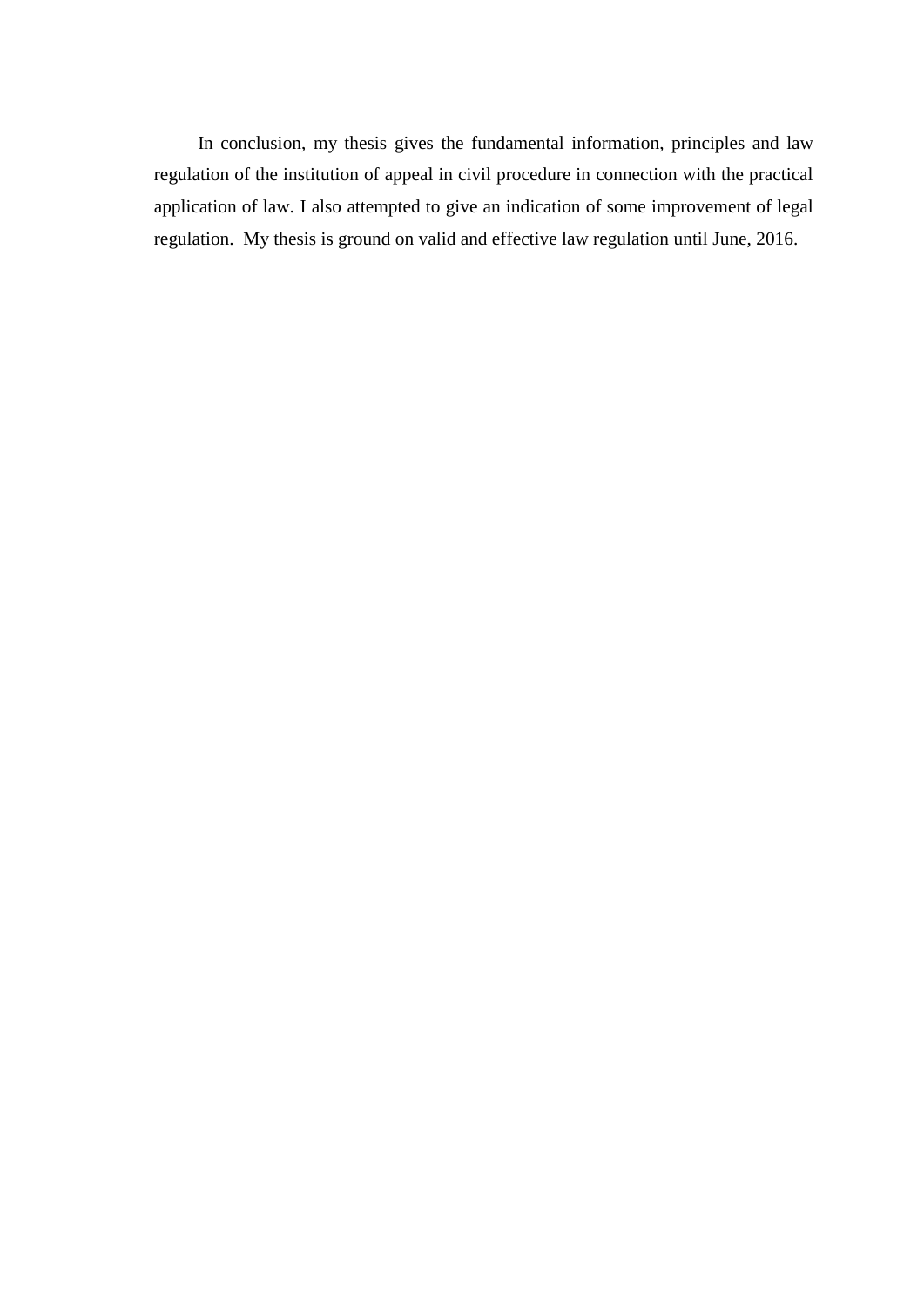In conclusion, my thesis gives the fundamental information, principles and law regulation of the institution of appeal in civil procedure in connection with the practical application of law. I also attempted to give an indication of some improvement of legal regulation. My thesis is ground on valid and effective law regulation until June, 2016.